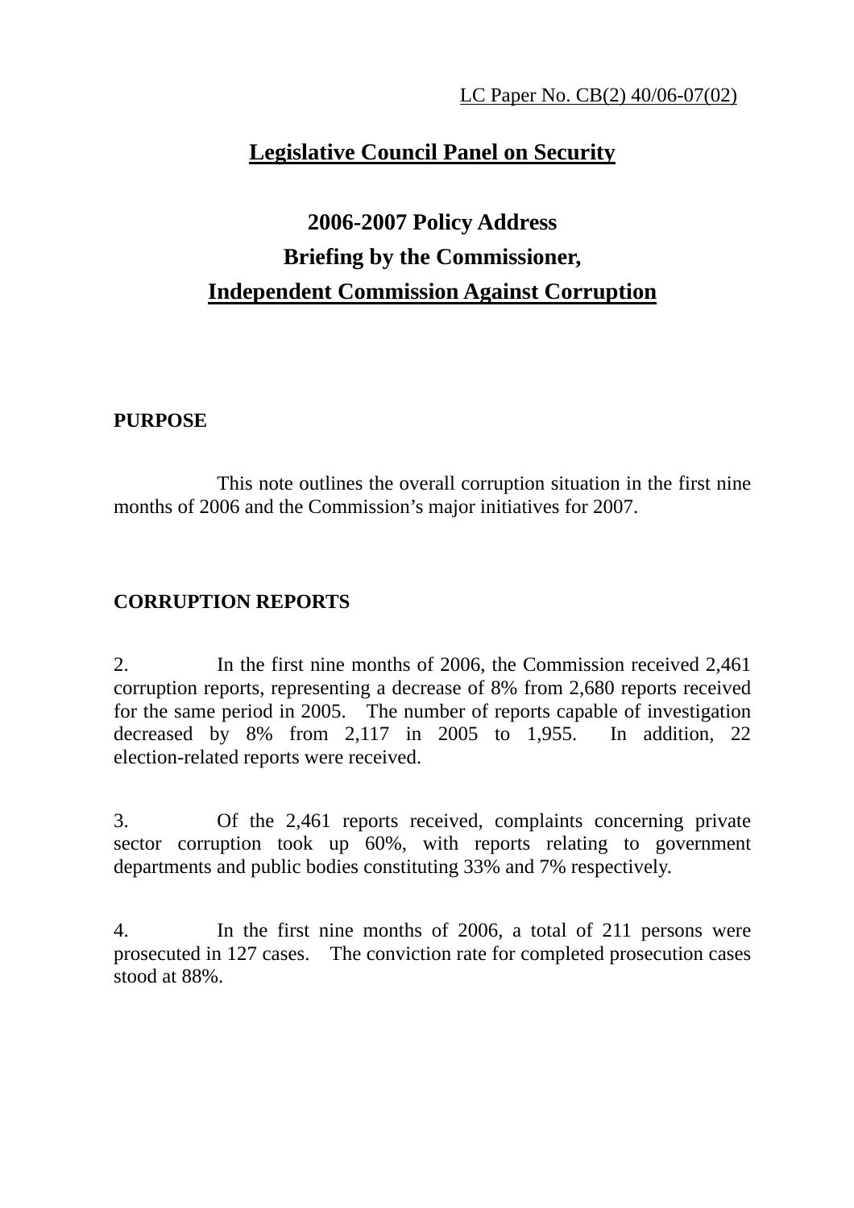LC Paper No. CB(2) 40/06-07(02)

# Legislative Council Panel on Security

## 2006-2007 Policy Address
## Briefing by the Commissioner,
## Independent Commission Against Corruption

### PURPOSE

This note outlines the overall corruption situation in the first nine months of 2006 and the Commission's major initiatives for 2007.

### CORRUPTION REPORTS

2. In the first nine months of 2006, the Commission received 2,461 corruption reports, representing a decrease of 8% from 2,680 reports received for the same period in 2005. The number of reports capable of investigation decreased by 8% from 2,117 in 2005 to 1,955. In addition, 22 election-related reports were received.

3. Of the 2,461 reports received, complaints concerning private sector corruption took up 60%, with reports relating to government departments and public bodies constituting 33% and 7% respectively.

4. In the first nine months of 2006, a total of 211 persons were prosecuted in 127 cases. The conviction rate for completed prosecution cases stood at 88%.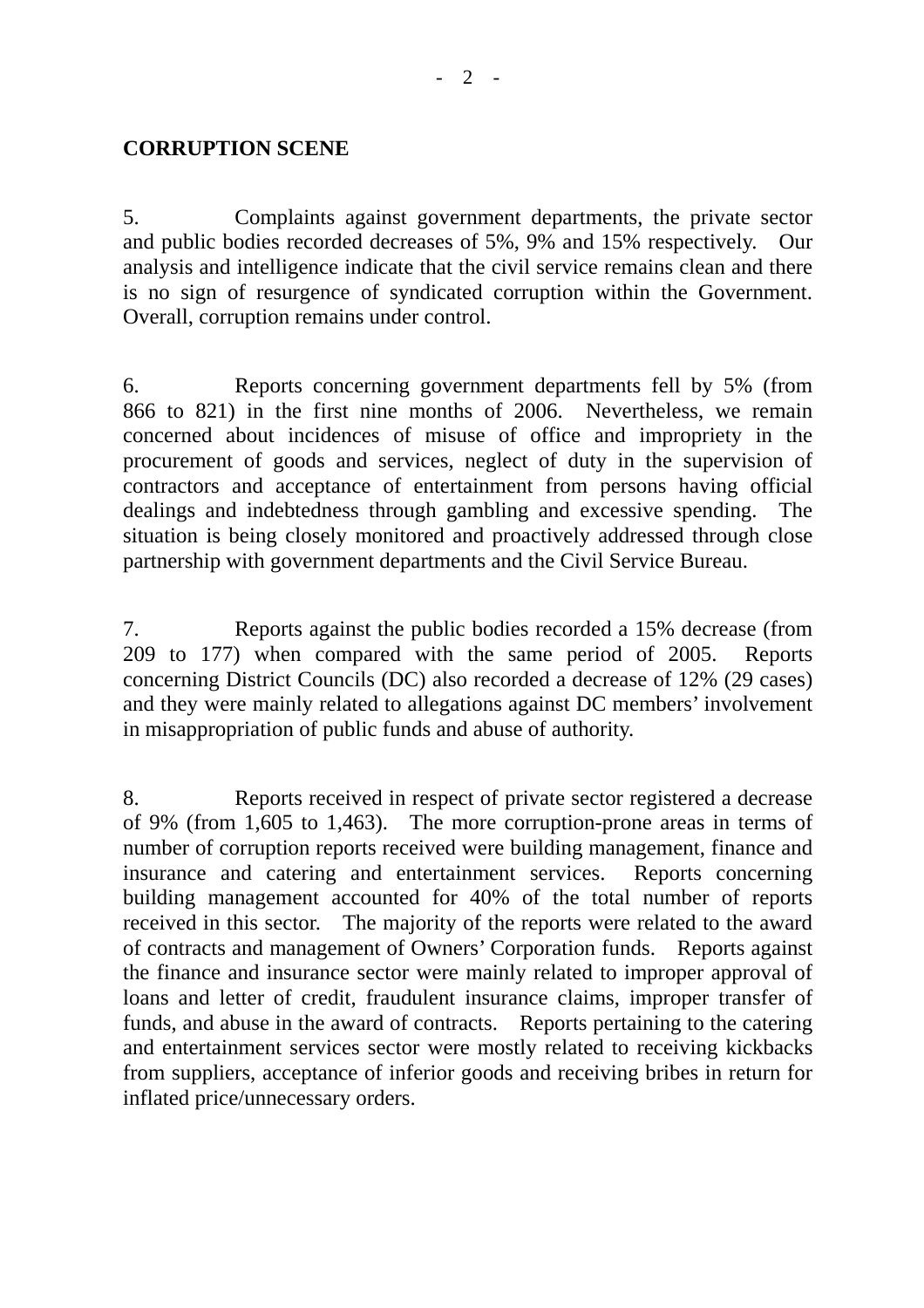**CORRUPTION SCENE**

5. Complaints against government departments, the private sector and public bodies recorded decreases of 5%, 9% and 15% respectively. Our analysis and intelligence indicate that the civil service remains clean and there is no sign of resurgence of syndicated corruption within the Government. Overall, corruption remains under control.

6. Reports concerning government departments fell by 5% (from 866 to 821) in the first nine months of 2006. Nevertheless, we remain concerned about incidences of misuse of office and impropriety in the procurement of goods and services, neglect of duty in the supervision of contractors and acceptance of entertainment from persons having official dealings and indebtedness through gambling and excessive spending. The situation is being closely monitored and proactively addressed through close partnership with government departments and the Civil Service Bureau.

7. Reports against the public bodies recorded a 15% decrease (from 209 to 177) when compared with the same period of 2005. Reports concerning District Councils (DC) also recorded a decrease of 12% (29 cases) and they were mainly related to allegations against DC members' involvement in misappropriation of public funds and abuse of authority.

8. Reports received in respect of private sector registered a decrease of 9% (from 1,605 to 1,463). The more corruption-prone areas in terms of number of corruption reports received were building management, finance and insurance and catering and entertainment services. Reports concerning building management accounted for 40% of the total number of reports received in this sector. The majority of the reports were related to the award of contracts and management of Owners' Corporation funds. Reports against the finance and insurance sector were mainly related to improper approval of loans and letter of credit, fraudulent insurance claims, improper transfer of funds, and abuse in the award of contracts. Reports pertaining to the catering and entertainment services sector were mostly related to receiving kickbacks from suppliers, acceptance of inferior goods and receiving bribes in return for inflated price/unnecessary orders.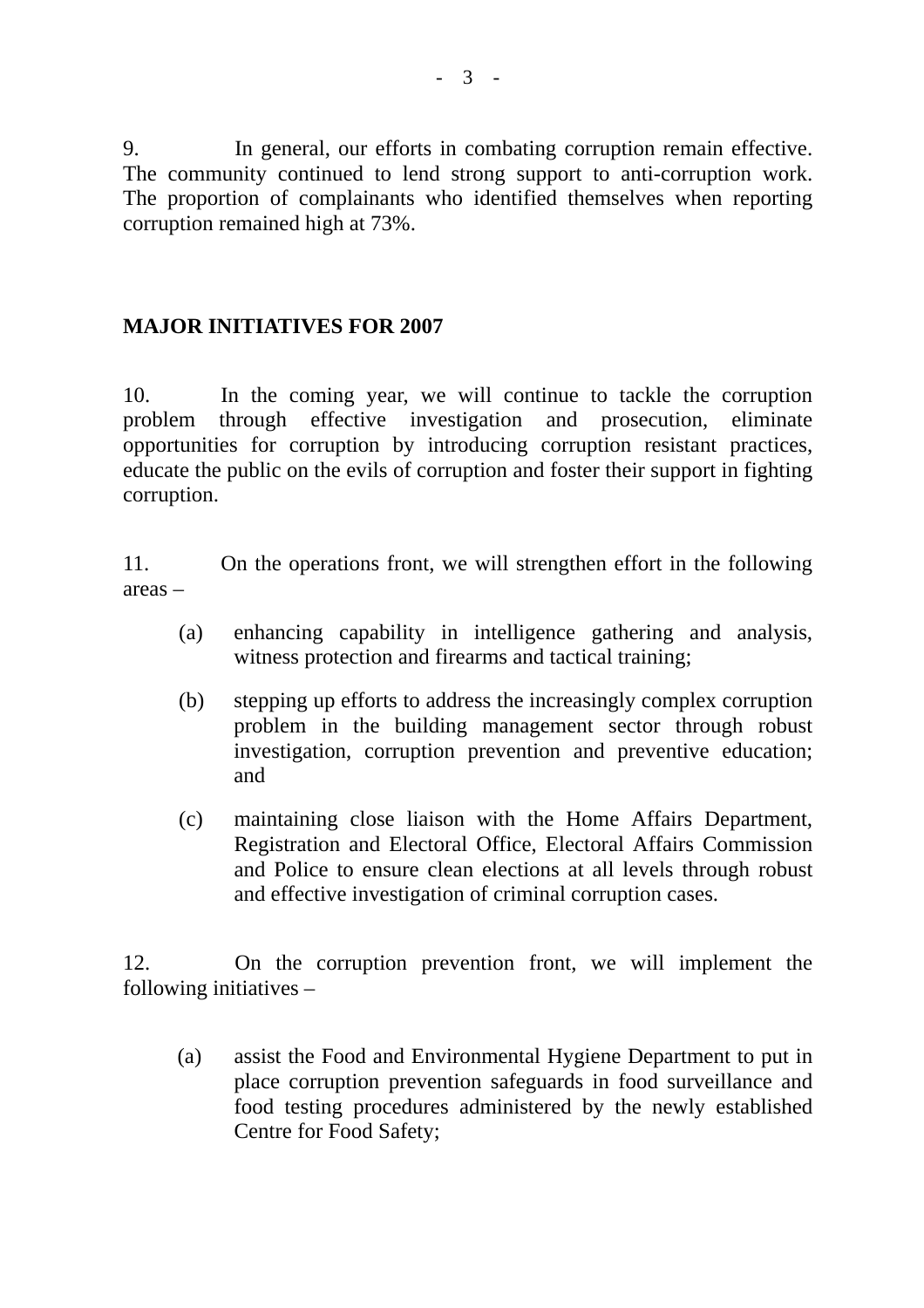9. In general, our efforts in combating corruption remain effective. The community continued to lend strong support to anti-corruption work. The proportion of complainants who identified themselves when reporting corruption remained high at 73%.

## MAJOR INITIATIVES FOR 2007

10. In the coming year, we will continue to tackle the corruption problem through effective investigation and prosecution, eliminate opportunities for corruption by introducing corruption resistant practices, educate the public on the evils of corruption and foster their support in fighting corruption.

11. On the operations front, we will strengthen effort in the following areas –

(a) enhancing capability in intelligence gathering and analysis, witness protection and firearms and tactical training;

(b) stepping up efforts to address the increasingly complex corruption problem in the building management sector through robust investigation, corruption prevention and preventive education; and

(c) maintaining close liaison with the Home Affairs Department, Registration and Electoral Office, Electoral Affairs Commission and Police to ensure clean elections at all levels through robust and effective investigation of criminal corruption cases.

12. On the corruption prevention front, we will implement the following initiatives –

(a) assist the Food and Environmental Hygiene Department to put in place corruption prevention safeguards in food surveillance and food testing procedures administered by the newly established Centre for Food Safety;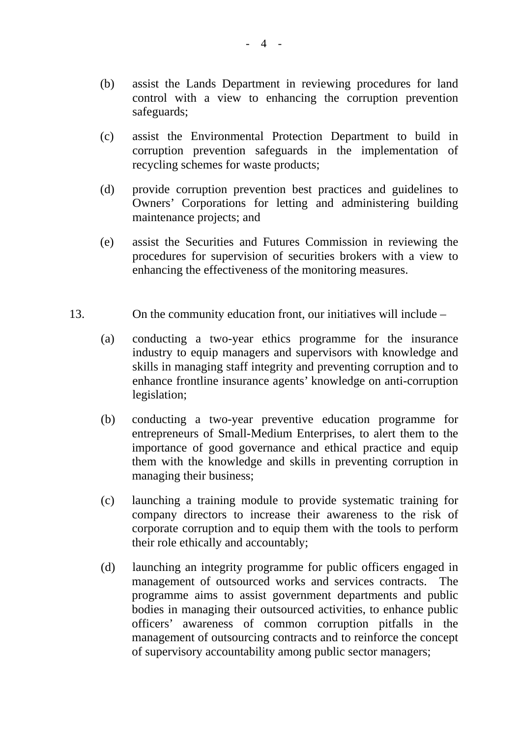(b) assist the Lands Department in reviewing procedures for land control with a view to enhancing the corruption prevention safeguards;

(c) assist the Environmental Protection Department to build in corruption prevention safeguards in the implementation of recycling schemes for waste products;

(d) provide corruption prevention best practices and guidelines to Owners' Corporations for letting and administering building maintenance projects; and

(e) assist the Securities and Futures Commission in reviewing the procedures for supervision of securities brokers with a view to enhancing the effectiveness of the monitoring measures.

13. On the community education front, our initiatives will include –

(a) conducting a two-year ethics programme for the insurance industry to equip managers and supervisors with knowledge and skills in managing staff integrity and preventing corruption and to enhance frontline insurance agents' knowledge on anti-corruption legislation;

(b) conducting a two-year preventive education programme for entrepreneurs of Small-Medium Enterprises, to alert them to the importance of good governance and ethical practice and equip them with the knowledge and skills in preventing corruption in managing their business;

(c) launching a training module to provide systematic training for company directors to increase their awareness to the risk of corporate corruption and to equip them with the tools to perform their role ethically and accountably;

(d) launching an integrity programme for public officers engaged in management of outsourced works and services contracts. The programme aims to assist government departments and public bodies in managing their outsourced activities, to enhance public officers' awareness of common corruption pitfalls in the management of outsourcing contracts and to reinforce the concept of supervisory accountability among public sector managers;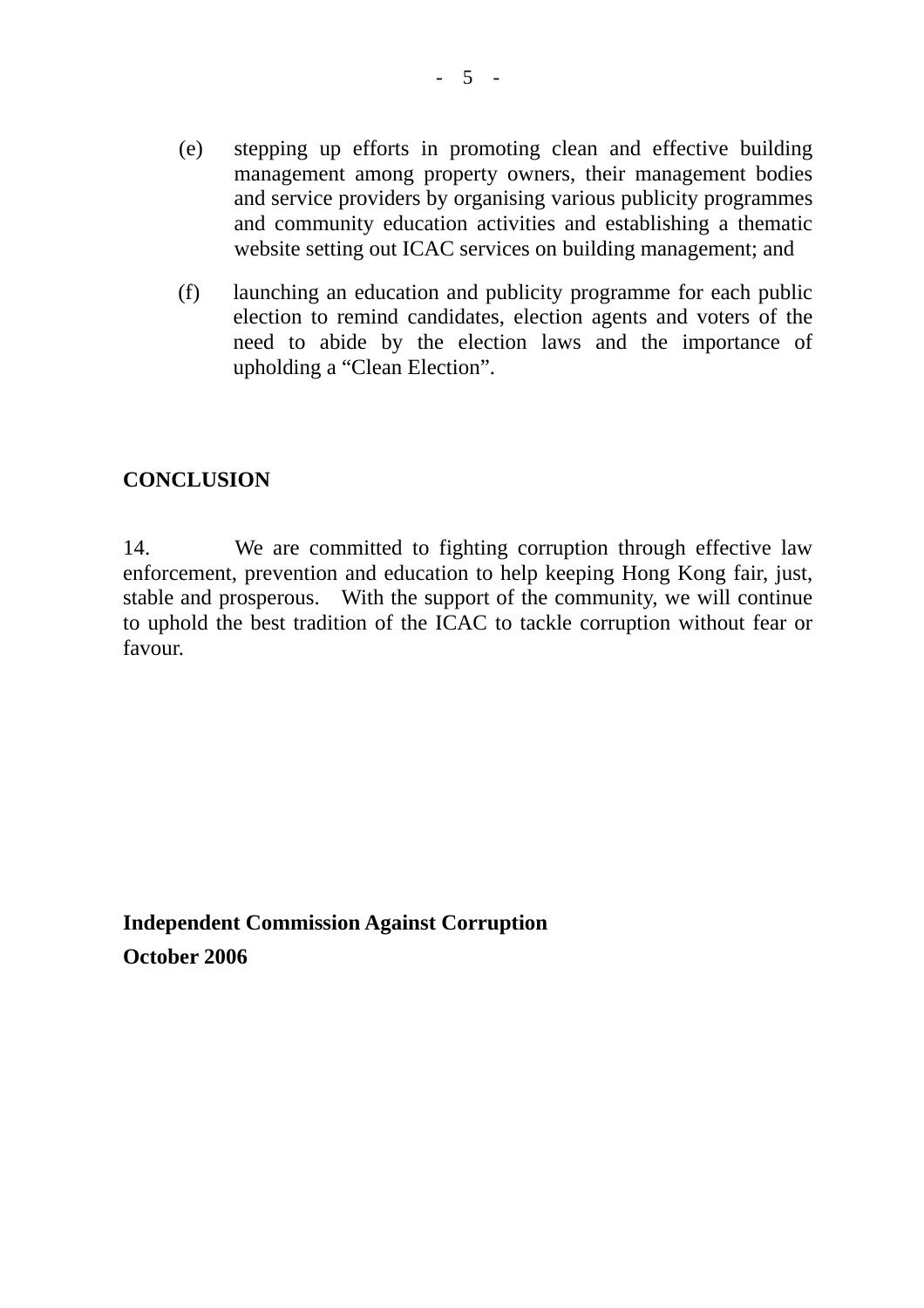(e) stepping up efforts in promoting clean and effective building management among property owners, their management bodies and service providers by organising various publicity programmes and community education activities and establishing a thematic website setting out ICAC services on building management; and

(f) launching an education and publicity programme for each public election to remind candidates, election agents and voters of the need to abide by the election laws and the importance of upholding a "Clean Election".

## CONCLUSION

14. We are committed to fighting corruption through effective law enforcement, prevention and education to help keeping Hong Kong fair, just, stable and prosperous. With the support of the community, we will continue to uphold the best tradition of the ICAC to tackle corruption without fear or favour.

**Independent Commission Against Corruption**

**October 2006**